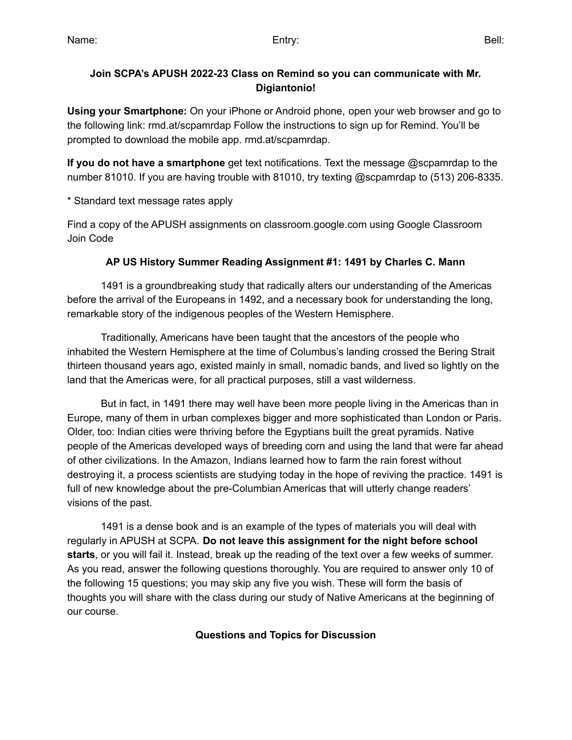Name: Entry: Bell:

**Join SCPA's APUSH 2022-23 Class on Remind so you can communicate with Mr. Digiantonio!**

**Using your Smartphone:** On your iPhone or Android phone, open your web browser and go to the following link: rmd.at/scpamrdap Follow the instructions to sign up for Remind. You'll be prompted to download the mobile app. rmd.at/scpamrdap.

**If you do not have a smartphone** get text notifications. Text the message @scpamrdap to the number 81010. If you are having trouble with 81010, try texting @scpamrdap to (513) 206-8335.

* Standard text message rates apply

Find a copy of the APUSH assignments on classroom.google.com using Google Classroom Join Code

## AP US History Summer Reading Assignment #1: 1491 by Charles C. Mann

1491 is a groundbreaking study that radically alters our understanding of the Americas before the arrival of the Europeans in 1492, and a necessary book for understanding the long, remarkable story of the indigenous peoples of the Western Hemisphere.

Traditionally, Americans have been taught that the ancestors of the people who inhabited the Western Hemisphere at the time of Columbus's landing crossed the Bering Strait thirteen thousand years ago, existed mainly in small, nomadic bands, and lived so lightly on the land that the Americas were, for all practical purposes, still a vast wilderness.

But in fact, in 1491 there may well have been more people living in the Americas than in Europe, many of them in urban complexes bigger and more sophisticated than London or Paris. Older, too: Indian cities were thriving before the Egyptians built the great pyramids. Native people of the Americas developed ways of breeding corn and using the land that were far ahead of other civilizations. In the Amazon, Indians learned how to farm the rain forest without destroying it, a process scientists are studying today in the hope of reviving the practice. 1491 is full of new knowledge about the pre-Columbian Americas that will utterly change readers' visions of the past.

1491 is a dense book and is an example of the types of materials you will deal with regularly in APUSH at SCPA. **Do not leave this assignment for the night before school starts**, or you will fail it. Instead, break up the reading of the text over a few weeks of summer. As you read, answer the following questions thoroughly. You are required to answer only 10 of the following 15 questions; you may skip any five you wish. These will form the basis of thoughts you will share with the class during our study of Native Americans at the beginning of our course.

### Questions and Topics for Discussion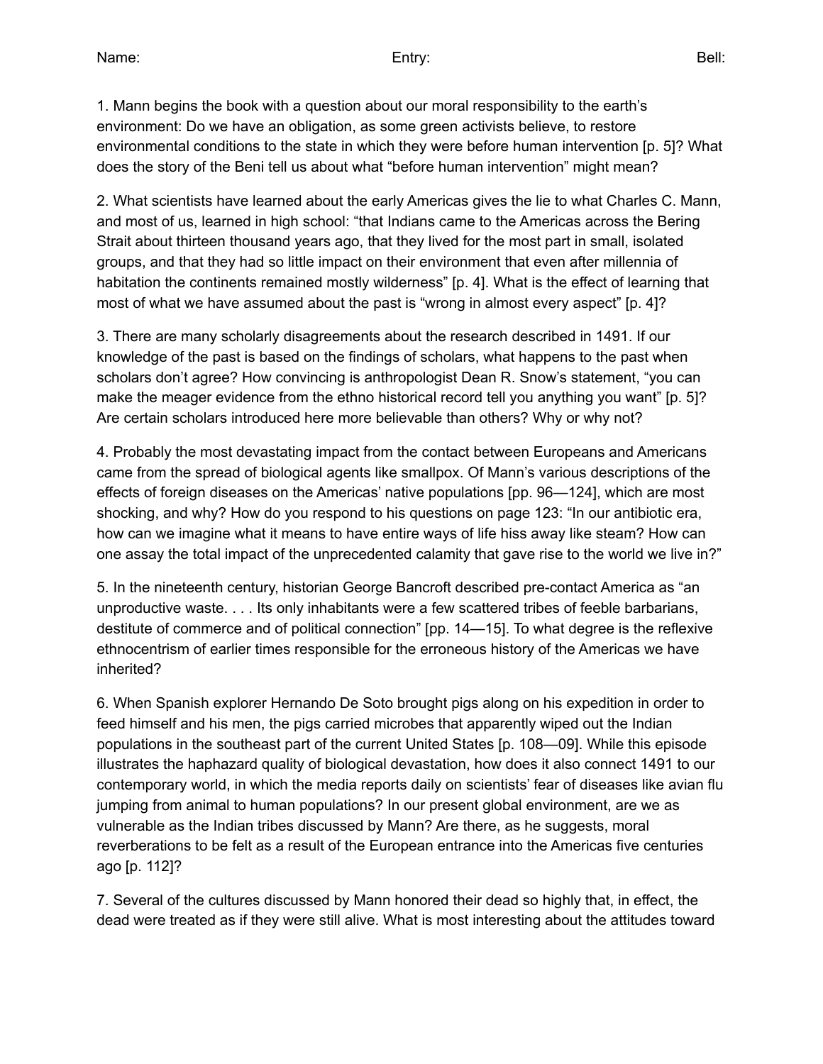Name: Entry: Bell:

1. Mann begins the book with a question about our moral responsibility to the earth's environment: Do we have an obligation, as some green activists believe, to restore environmental conditions to the state in which they were before human intervention [p. 5]? What does the story of the Beni tell us about what "before human intervention" might mean?

2. What scientists have learned about the early Americas gives the lie to what Charles C. Mann, and most of us, learned in high school: "that Indians came to the Americas across the Bering Strait about thirteen thousand years ago, that they lived for the most part in small, isolated groups, and that they had so little impact on their environment that even after millennia of habitation the continents remained mostly wilderness" [p. 4]. What is the effect of learning that most of what we have assumed about the past is "wrong in almost every aspect" [p. 4]?

3. There are many scholarly disagreements about the research described in 1491. If our knowledge of the past is based on the findings of scholars, what happens to the past when scholars don't agree? How convincing is anthropologist Dean R. Snow's statement, "you can make the meager evidence from the ethno historical record tell you anything you want" [p. 5]? Are certain scholars introduced here more believable than others? Why or why not?

4. Probably the most devastating impact from the contact between Europeans and Americans came from the spread of biological agents like smallpox. Of Mann's various descriptions of the effects of foreign diseases on the Americas' native populations [pp. 96—124], which are most shocking, and why? How do you respond to his questions on page 123: "In our antibiotic era, how can we imagine what it means to have entire ways of life hiss away like steam? How can one assay the total impact of the unprecedented calamity that gave rise to the world we live in?"

5. In the nineteenth century, historian George Bancroft described pre-contact America as "an unproductive waste. . . . Its only inhabitants were a few scattered tribes of feeble barbarians, destitute of commerce and of political connection" [pp. 14—15]. To what degree is the reflexive ethnocentrism of earlier times responsible for the erroneous history of the Americas we have inherited?

6. When Spanish explorer Hernando De Soto brought pigs along on his expedition in order to feed himself and his men, the pigs carried microbes that apparently wiped out the Indian populations in the southeast part of the current United States [p. 108—09]. While this episode illustrates the haphazard quality of biological devastation, how does it also connect 1491 to our contemporary world, in which the media reports daily on scientists' fear of diseases like avian flu jumping from animal to human populations? In our present global environment, are we as vulnerable as the Indian tribes discussed by Mann? Are there, as he suggests, moral reverberations to be felt as a result of the European entrance into the Americas five centuries ago [p. 112]?

7. Several of the cultures discussed by Mann honored their dead so highly that, in effect, the dead were treated as if they were still alive. What is most interesting about the attitudes toward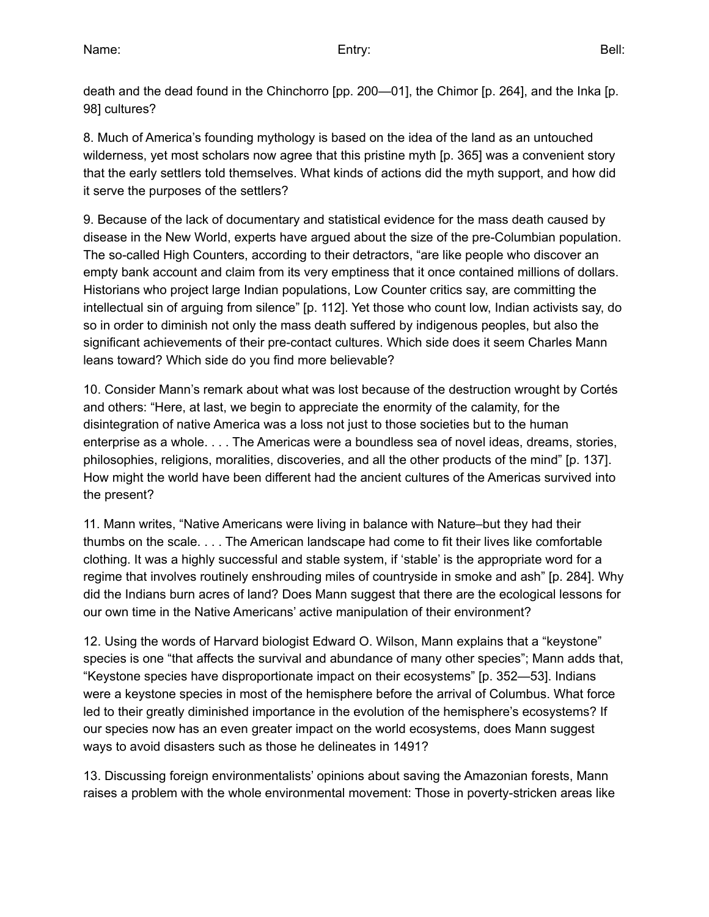death and the dead found in the Chinchorro [pp. 200—01], the Chimor [p. 264], and the Inka [p. 98] cultures?

8. Much of America's founding mythology is based on the idea of the land as an untouched wilderness, yet most scholars now agree that this pristine myth [p. 365] was a convenient story that the early settlers told themselves. What kinds of actions did the myth support, and how did it serve the purposes of the settlers?

9. Because of the lack of documentary and statistical evidence for the mass death caused by disease in the New World, experts have argued about the size of the pre-Columbian population. The so-called High Counters, according to their detractors, "are like people who discover an empty bank account and claim from its very emptiness that it once contained millions of dollars. Historians who project large Indian populations, Low Counter critics say, are committing the intellectual sin of arguing from silence" [p. 112]. Yet those who count low, Indian activists say, do so in order to diminish not only the mass death suffered by indigenous peoples, but also the significant achievements of their pre-contact cultures. Which side does it seem Charles Mann leans toward? Which side do you find more believable?

10. Consider Mann's remark about what was lost because of the destruction wrought by Cortés and others: "Here, at last, we begin to appreciate the enormity of the calamity, for the disintegration of native America was a loss not just to those societies but to the human enterprise as a whole. . . . The Americas were a boundless sea of novel ideas, dreams, stories, philosophies, religions, moralities, discoveries, and all the other products of the mind" [p. 137]. How might the world have been different had the ancient cultures of the Americas survived into the present?

11. Mann writes, "Native Americans were living in balance with Nature–but they had their thumbs on the scale. . . . The American landscape had come to fit their lives like comfortable clothing. It was a highly successful and stable system, if 'stable' is the appropriate word for a regime that involves routinely enshrouding miles of countryside in smoke and ash" [p. 284]. Why did the Indians burn acres of land? Does Mann suggest that there are the ecological lessons for our own time in the Native Americans' active manipulation of their environment?

12. Using the words of Harvard biologist Edward O. Wilson, Mann explains that a "keystone" species is one "that affects the survival and abundance of many other species"; Mann adds that, "Keystone species have disproportionate impact on their ecosystems" [p. 352—53]. Indians were a keystone species in most of the hemisphere before the arrival of Columbus. What force led to their greatly diminished importance in the evolution of the hemisphere's ecosystems? If our species now has an even greater impact on the world ecosystems, does Mann suggest ways to avoid disasters such as those he delineates in 1491?

13. Discussing foreign environmentalists' opinions about saving the Amazonian forests, Mann raises a problem with the whole environmental movement: Those in poverty-stricken areas like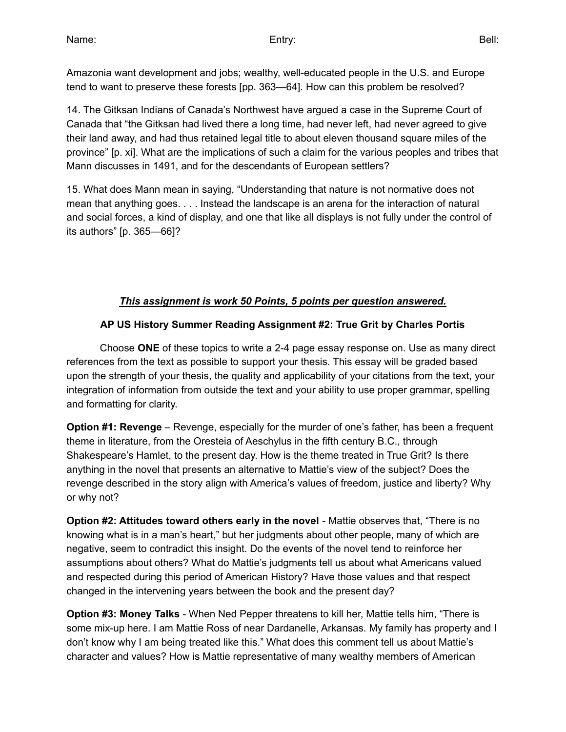Name: Entry: Bell:

Amazonia want development and jobs; wealthy, well-educated people in the U.S. and Europe tend to want to preserve these forests [pp. 363—64]. How can this problem be resolved?

14. The Gitksan Indians of Canada's Northwest have argued a case in the Supreme Court of Canada that "the Gitksan had lived there a long time, had never left, had never agreed to give their land away, and had thus retained legal title to about eleven thousand square miles of the province" [p. xi]. What are the implications of such a claim for the various peoples and tribes that Mann discusses in 1491, and for the descendants of European settlers?

15. What does Mann mean in saying, "Understanding that nature is not normative does not mean that anything goes. . . . Instead the landscape is an arena for the interaction of natural and social forces, a kind of display, and one that like all displays is not fully under the control of its authors" [p. 365—66]?

***<u>This assignment is work 50 Points, 5 points per question answered.</u>***

**AP US History Summer Reading Assignment #2: True Grit by Charles Portis**

Choose **ONE** of these topics to write a 2-4 page essay response on. Use as many direct references from the text as possible to support your thesis. This essay will be graded based upon the strength of your thesis, the quality and applicability of your citations from the text, your integration of information from outside the text and your ability to use proper grammar, spelling and formatting for clarity.

**Option #1: Revenge** – Revenge, especially for the murder of one's father, has been a frequent theme in literature, from the Oresteia of Aeschylus in the fifth century B.C., through Shakespeare's Hamlet, to the present day. How is the theme treated in True Grit? Is there anything in the novel that presents an alternative to Mattie's view of the subject? Does the revenge described in the story align with America's values of freedom, justice and liberty? Why or why not?

**Option #2: Attitudes toward others early in the novel** - Mattie observes that, "There is no knowing what is in a man's heart," but her judgments about other people, many of which are negative, seem to contradict this insight. Do the events of the novel tend to reinforce her assumptions about others? What do Mattie's judgments tell us about what Americans valued and respected during this period of American History? Have those values and that respect changed in the intervening years between the book and the present day?

**Option #3: Money Talks** - When Ned Pepper threatens to kill her, Mattie tells him, "There is some mix-up here. I am Mattie Ross of near Dardanelle, Arkansas. My family has property and I don't know why I am being treated like this." What does this comment tell us about Mattie's character and values? How is Mattie representative of many wealthy members of American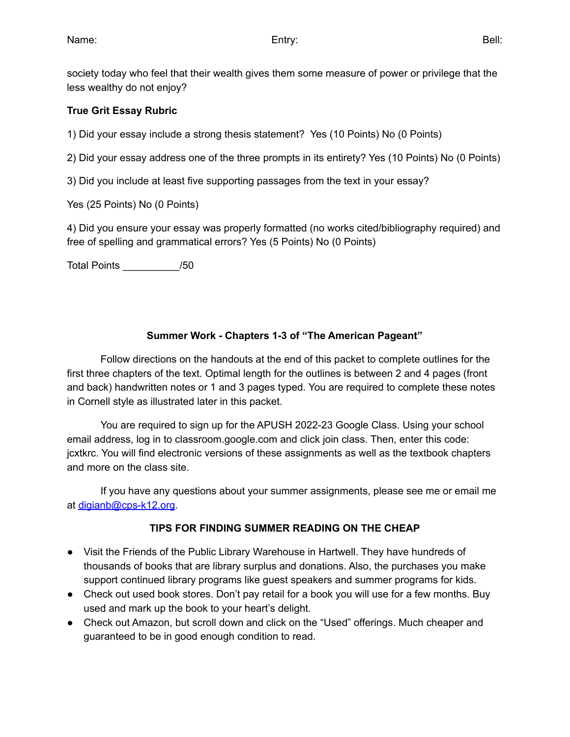society today who feel that their wealth gives them some measure of power or privilege that the less wealthy do not enjoy?

**True Grit Essay Rubric**

1) Did your essay include a strong thesis statement? Yes (10 Points) No (0 Points)

2) Did your essay address one of the three prompts in its entirety? Yes (10 Points) No (0 Points)

3) Did you include at least five supporting passages from the text in your essay?

Yes (25 Points) No (0 Points)

4) Did you ensure your essay was properly formatted (no works cited/bibliography required) and free of spelling and grammatical errors? Yes (5 Points) No (0 Points)

Total Points __________/50

**Summer Work - Chapters 1-3 of "The American Pageant"**

Follow directions on the handouts at the end of this packet to complete outlines for the first three chapters of the text. Optimal length for the outlines is between 2 and 4 pages (front and back) handwritten notes or 1 and 3 pages typed. You are required to complete these notes in Cornell style as illustrated later in this packet.

You are required to sign up for the APUSH 2022-23 Google Class. Using your school email address, log in to classroom.google.com and click join class. Then, enter this code: jcxtkrc. You will find electronic versions of these assignments as well as the textbook chapters and more on the class site.

If you have any questions about your summer assignments, please see me or email me at digianb@cps-k12.org.

**TIPS FOR FINDING SUMMER READING ON THE CHEAP**

- Visit the Friends of the Public Library Warehouse in Hartwell. They have hundreds of thousands of books that are library surplus and donations. Also, the purchases you make support continued library programs like guest speakers and summer programs for kids.
- Check out used book stores. Don't pay retail for a book you will use for a few months. Buy used and mark up the book to your heart's delight.
- Check out Amazon, but scroll down and click on the "Used" offerings. Much cheaper and guaranteed to be in good enough condition to read.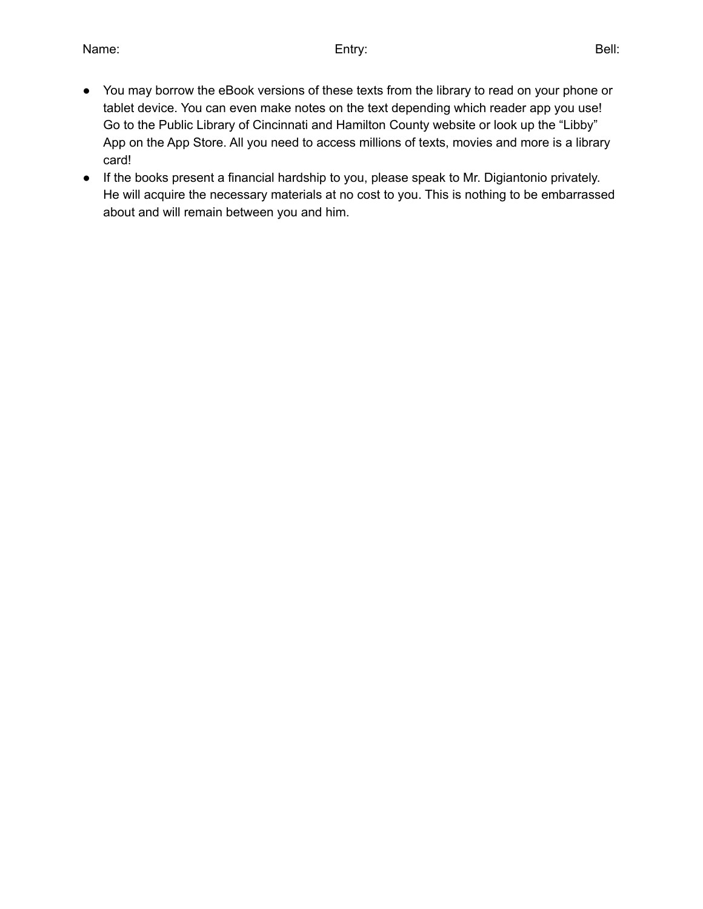Name: Entry: Bell:

- You may borrow the eBook versions of these texts from the library to read on your phone or tablet device. You can even make notes on the text depending which reader app you use! Go to the Public Library of Cincinnati and Hamilton County website or look up the "Libby" App on the App Store. All you need to access millions of texts, movies and more is a library card!
- If the books present a financial hardship to you, please speak to Mr. Digiantonio privately. He will acquire the necessary materials at no cost to you. This is nothing to be embarrassed about and will remain between you and him.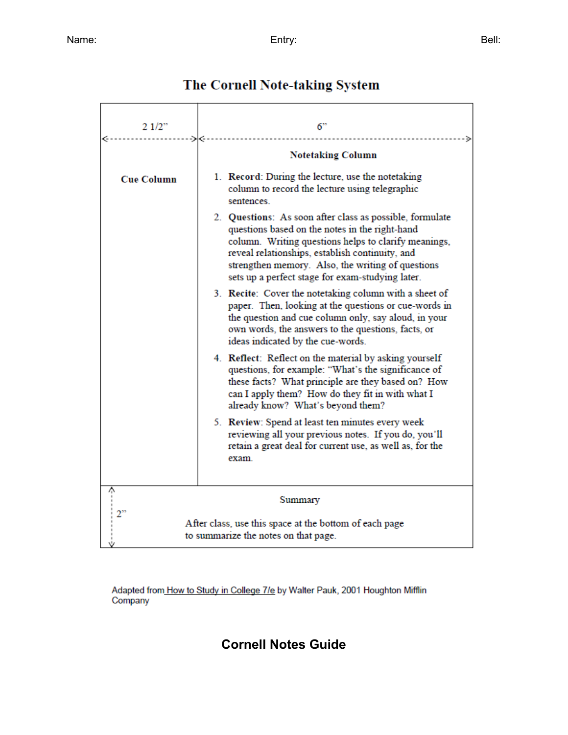Name: Entry: Bell:

# The Cornell Note-taking System

| 2 1/2" | 6" |
|---|---|
| **Cue Column** | **Notetaking Column**<br><br>1. **Record**: During the lecture, use the notetaking column to record the lecture using telegraphic sentences.<br>2. **Questions**: As soon after class as possible, formulate questions based on the notes in the right-hand column. Writing questions helps to clarify meanings, reveal relationships, establish continuity, and strengthen memory. Also, the writing of questions sets up a perfect stage for exam-studying later.<br>3. **Recite**: Cover the notetaking column with a sheet of paper. Then, looking at the questions or cue-words in the question and cue column only, say aloud, in your own words, the answers to the questions, facts, or ideas indicated by the cue-words.<br>4. **Reflect**: Reflect on the material by asking yourself questions, for example: "What's the significance of these facts? What principle are they based on? How can I apply them? How do they fit in with what I already know? What's beyond them?<br>5. **Review**: Spend at least ten minutes every week reviewing all your previous notes. If you do, you'll retain a great deal for current use, as well as, for the exam. |
| 2" | Summary<br><br>After class, use this space at the bottom of each page to summarize the notes on that page. |

Adapted from How to Study in College 7/e by Walter Pauk, 2001 Houghton Mifflin Company

## Cornell Notes Guide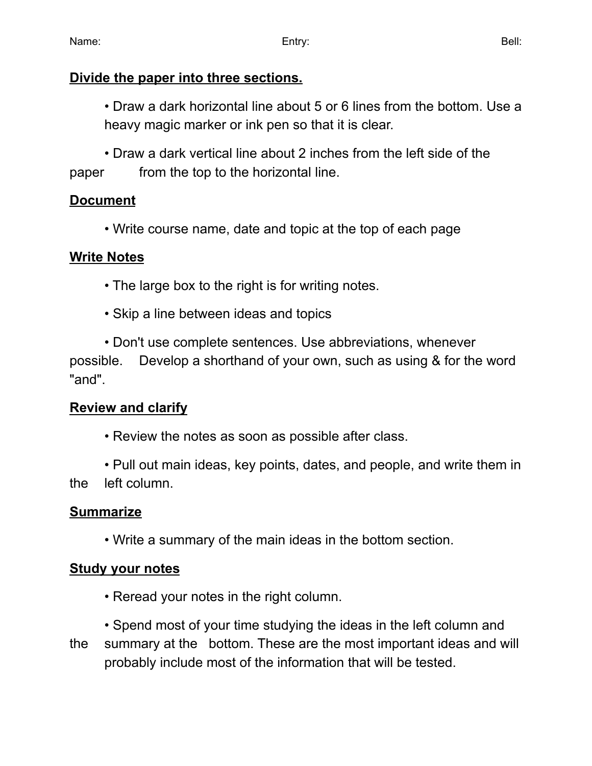Name: Entry: Bell:

**Divide the paper into three sections.**

- Draw a dark horizontal line about 5 or 6 lines from the bottom. Use a heavy magic marker or ink pen so that it is clear.
- Draw a dark vertical line about 2 inches from the left side of the paper from the top to the horizontal line.

**Document**

- Write course name, date and topic at the top of each page

**Write Notes**

- The large box to the right is for writing notes.
- Skip a line between ideas and topics
- Don't use complete sentences. Use abbreviations, whenever possible. Develop a shorthand of your own, such as using & for the word "and".

**Review and clarify**

- Review the notes as soon as possible after class.
- Pull out main ideas, key points, dates, and people, and write them in the left column.

**Summarize**

- Write a summary of the main ideas in the bottom section.

**Study your notes**

- Reread your notes in the right column.
- Spend most of your time studying the ideas in the left column and the summary at the bottom. These are the most important ideas and will probably include most of the information that will be tested.